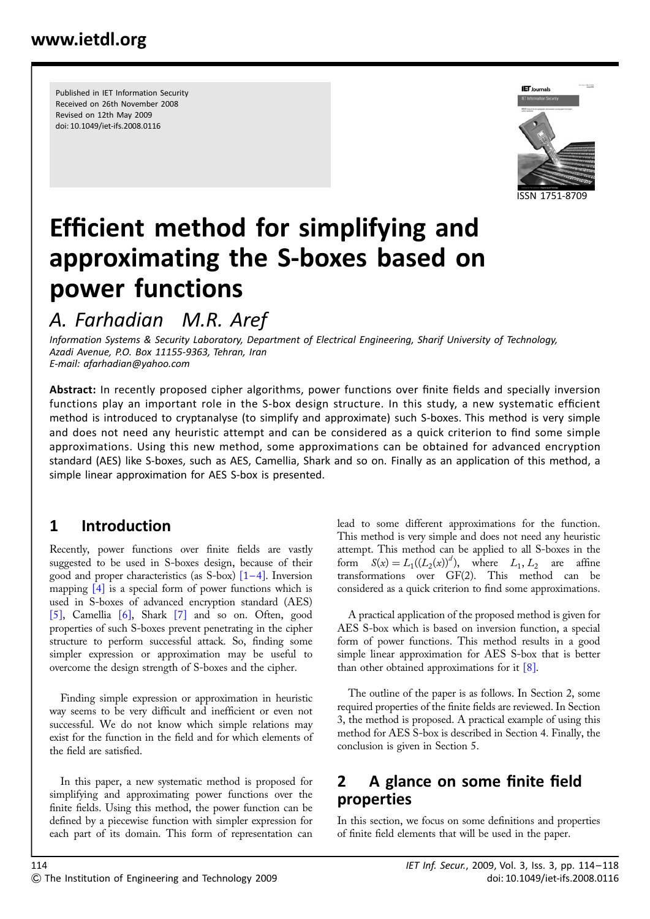Published in IET Information Security
Received on 26th November 2008
Revised on 12th May 2009
doi: 10.1049/iet-ifs.2008.0116

ISSN 1751-8709

# Efficient method for simplifying and approximating the S-boxes based on power functions

*A. Farhadian M.R. Aref*

*Information Systems & Security Laboratory, Department of Electrical Engineering, Sharif University of Technology, Azadi Avenue, P.O. Box 11155-9363, Tehran, Iran*
*E-mail: afarhadian@yahoo.com*

**Abstract:** In recently proposed cipher algorithms, power functions over finite fields and specially inversion functions play an important role in the S-box design structure. In this study, a new systematic efficient method is introduced to cryptanalyse (to simplify and approximate) such S-boxes. This method is very simple and does not need any heuristic attempt and can be considered as a quick criterion to find some simple approximations. Using this new method, some approximations can be obtained for advanced encryption standard (AES) like S-boxes, such as AES, Camellia, Shark and so on. Finally as an application of this method, a simple linear approximation for AES S-box is presented.

## 1 Introduction

Recently, power functions over finite fields are vastly suggested to be used in S-boxes design, because of their good and proper characteristics (as S-box) [1–4]. Inversion mapping [4] is a special form of power functions which is used in S-boxes of advanced encryption standard (AES) [5], Camellia [6], Shark [7] and so on. Often, good properties of such S-boxes prevent penetrating in the cipher structure to perform successful attack. So, finding some simpler expression or approximation may be useful to overcome the design strength of S-boxes and the cipher.

Finding simple expression or approximation in heuristic way seems to be very difficult and inefficient or even not successful. We do not know which simple relations may exist for the function in the field and for which elements of the field are satisfied.

In this paper, a new systematic method is proposed for simplifying and approximating power functions over the finite fields. Using this method, the power function can be defined by a piecewise function with simpler expression for each part of its domain. This form of representation can lead to some different approximations for the function. This method is very simple and does not need any heuristic attempt. This method can be applied to all S-boxes in the form $S(x) = L_1((L_2(x))^d)$, where $L_1, L_2$ are affine transformations over GF(2). This method can be considered as a quick criterion to find some approximations.

A practical application of the proposed method is given for AES S-box which is based on inversion function, a special form of power functions. This method results in a good simple linear approximation for AES S-box that is better than other obtained approximations for it [8].

The outline of the paper is as follows. In Section 2, some required properties of the finite fields are reviewed. In Section 3, the method is proposed. A practical example of using this method for AES S-box is described in Section 4. Finally, the conclusion is given in Section 5.

## 2 A glance on some finite field properties

In this section, we focus on some definitions and properties of finite field elements that will be used in the paper.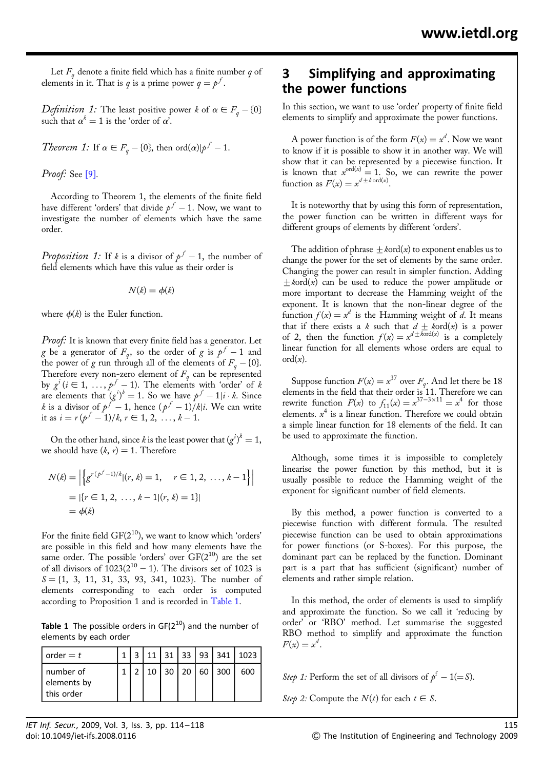Let $F_q$ denote a finite field which has a finite number $q$ of elements in it. That is $q$ is a prime power $q = p^f$.

*Definition 1:* The least positive power $k$ of $\alpha \in F_q - \{0\}$ such that $\alpha^k = 1$ is the 'order of $\alpha$'.

*Theorem 1:* If $\alpha \in F_q - \{0\}$, then $\text{ord}(\alpha) | p^f - 1$.

*Proof:* See [9].

According to Theorem 1, the elements of the finite field have different 'orders' that divide $p^f - 1$. Now, we want to investigate the number of elements which have the same order.

*Proposition 1:* If $k$ is a divisor of $p^f - 1$, the number of field elements which have this value as their order is

$$N(k) = \phi(k)$$

where $\phi(k)$ is the Euler function.

*Proof:* It is known that every finite field has a generator. Let $g$ be a generator of $F_q$, so the order of $g$ is $p^f - 1$ and the power of $g$ run through all of the elements of $F_q - \{0\}$. Therefore every non-zero element of $F_q$ can be represented by $g^i$ $(i \in 1, \ldots, p^f - 1)$. The elements with 'order' of $k$ are elements that $(g^i)^k = 1$. So we have $p^f - 1 | i \cdot k$. Since $k$ is a divisor of $p^f - 1$, hence $(p^f - 1)/k | i$. We can write it as $i = r(p^f - 1)/k$, $r \in 1, 2, \ldots, k - 1$.

On the other hand, since $k$ is the least power that $(g^i)^k = 1$, we should have $(k, r) = 1$. Therefore

$$\begin{aligned} N(k) &= \left| \left\{ g^{r(p^f-1)/k} | (r, k) = 1, \quad r \in 1, 2, \ldots, k - 1 \right\} \right| \\ &= |\{r \in 1, 2, \ldots, k - 1 | (r, k) = 1\}| \\ &= \phi(k) \end{aligned}$$

For the finite field $GF(2^{10})$, we want to know which 'orders' are possible in this field and how many elements have the same order. The possible 'orders' over $GF(2^{10})$ are the set of all divisors of $1023(2^{10} - 1)$. The divisors set of 1023 is $S = \{1, 3, 11, 31, 33, 93, 341, 1023\}$. The number of elements corresponding to each order is computed according to Proposition 1 and is recorded in Table 1.

**Table 1** The possible orders in $GF(2^{10})$ and the number of elements by each order

| order = $t$ | 1 | 3 | 11 | 31 | 33 | 93 | 341 | 1023 |
|---|---|---|---|---|---|---|---|---|
| number of elements by this order | 1 | 2 | 10 | 30 | 20 | 60 | 300 | 600 |

## 3 Simplifying and approximating the power functions

In this section, we want to use 'order' property of finite field elements to simplify and approximate the power functions.

A power function is of the form $F(x) = x^d$. Now we want to know if it is possible to show it in another way. We will show that it can be represented by a piecewise function. It is known that $x^{\text{ord}(x)} = 1$. So, we can rewrite the power function as $F(x) = x^{d \pm k\,\text{ord}(x)}$.

It is noteworthy that by using this form of representation, the power function can be written in different ways for different groups of elements by different 'orders'.

The addition of phrase $\pm k\text{ord}(x)$ to exponent enables us to change the power for the set of elements by the same order. Changing the power can result in simpler function. Adding $\pm k\text{ord}(x)$ can be used to reduce the power amplitude or more important to decrease the Hamming weight of the exponent. It is known that the non-linear degree of the function $f(x) = x^d$ is the Hamming weight of $d$. It means that if there exists a $k$ such that $d \pm k\text{ord}(x)$ is a power of 2, then the function $f(x) = x^{d \pm k\text{ord}(x)}$ is a completely linear function for all elements whose orders are equal to $\text{ord}(x)$.

Suppose function $F(x) = x^{37}$ over $F_q$. And let there be 18 elements in the field that their order is 11. Therefore we can rewrite function $F(x)$ to $f_{11}(x) = x^{37-3\times 11} = x^4$ for those elements. $x^4$ is a linear function. Therefore we could obtain a simple linear function for 18 elements of the field. It can be used to approximate the function.

Although, some times it is impossible to completely linearise the power function by this method, but it is usually possible to reduce the Hamming weight of the exponent for significant number of field elements.

By this method, a power function is converted to a piecewise function with different formula. The resulted piecewise function can be used to obtain approximations for power functions (or S-boxes). For this purpose, the dominant part can be replaced by the function. Dominant part is a part that has sufficient (significant) number of elements and rather simple relation.

In this method, the order of elements is used to simplify and approximate the function. So we call it 'reducing by order' or 'RBO' method. Let summarise the suggested RBO method to simplify and approximate the function $F(x) = x^d$.

*Step 1:* Perform the set of all divisors of $p^f - 1 (= S)$.

*Step 2:* Compute the $N(t)$ for each $t \in S$.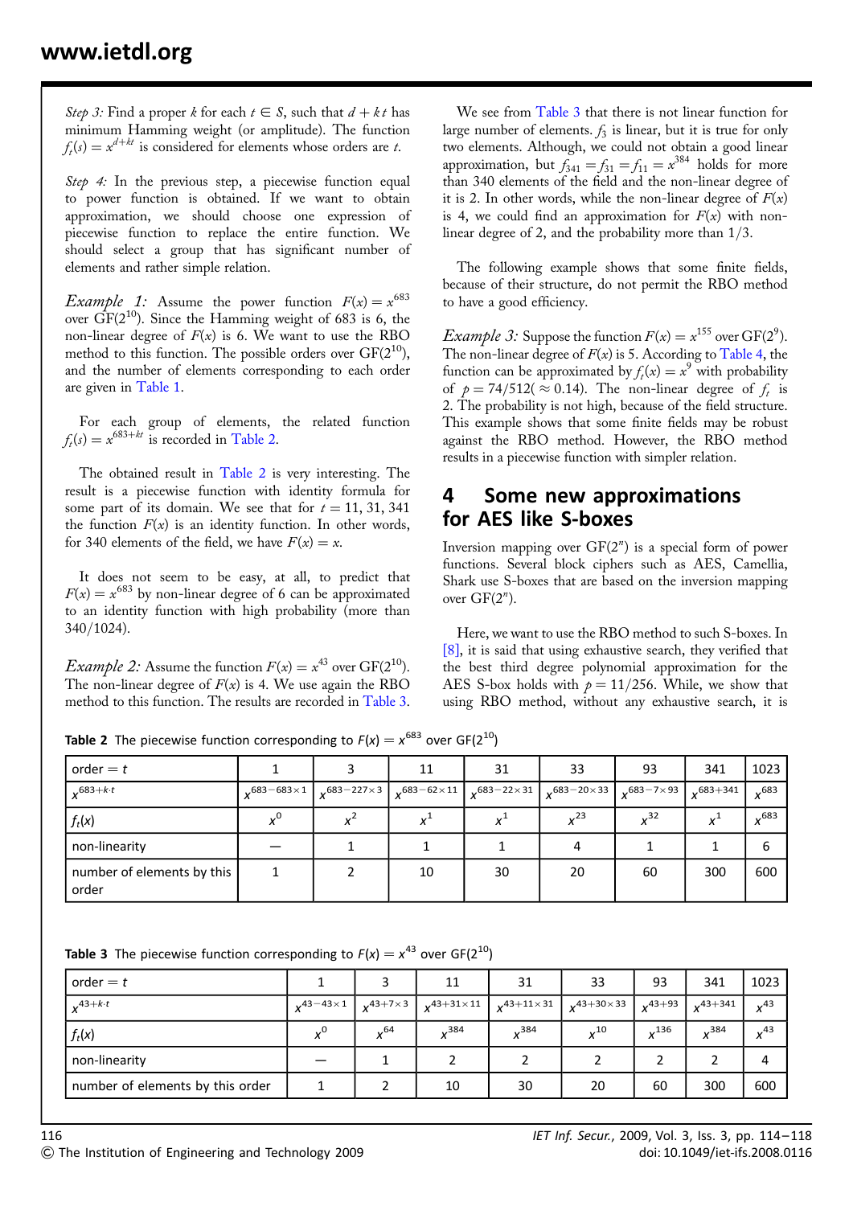*Step 3:* Find a proper $k$ for each $t \in S$, such that $d + kt$ has minimum Hamming weight (or amplitude). The function $f_t(s) = x^{d+kt}$ is considered for elements whose orders are $t$.

*Step 4:* In the previous step, a piecewise function equal to power function is obtained. If we want to obtain approximation, we should choose one expression of piecewise function to replace the entire function. We should select a group that has significant number of elements and rather simple relation.

*Example 1:* Assume the power function $F(x) = x^{683}$ over $\mathrm{GF}(2^{10})$. Since the Hamming weight of 683 is 6, the non-linear degree of $F(x)$ is 6. We want to use the RBO method to this function. The possible orders over $\mathrm{GF}(2^{10})$, and the number of elements corresponding to each order are given in Table 1.

For each group of elements, the related function $f_t(s) = x^{683+kt}$ is recorded in Table 2.

The obtained result in Table 2 is very interesting. The result is a piecewise function with identity formula for some part of its domain. We see that for $t = 11, 31, 341$ the function $F(x)$ is an identity function. In other words, for 340 elements of the field, we have $F(x) = x$.

It does not seem to be easy, at all, to predict that $F(x) = x^{683}$ by non-linear degree of 6 can be approximated to an identity function with high probability (more than 340/1024).

*Example 2:* Assume the function $F(x) = x^{43}$ over $\mathrm{GF}(2^{10})$. The non-linear degree of $F(x)$ is 4. We use again the RBO method to this function. The results are recorded in Table 3.

We see from Table 3 that there is not linear function for large number of elements. $f_3$ is linear, but it is true for only two elements. Although, we could not obtain a good linear approximation, but $f_{341} = f_{31} = f_{11} = x^{384}$ holds for more than 340 elements of the field and the non-linear degree of it is 2. In other words, while the non-linear degree of $F(x)$ is 4, we could find an approximation for $F(x)$ with non-linear degree of 2, and the probability more than 1/3.

The following example shows that some finite fields, because of their structure, do not permit the RBO method to have a good efficiency.

*Example 3:* Suppose the function $F(x) = x^{155}$ over $\mathrm{GF}(2^9)$. The non-linear degree of $F(x)$ is 5. According to Table 4, the function can be approximated by $f_t(x) = x^9$ with probability of $p = 74/512 (\approx 0.14)$. The non-linear degree of $f_t$ is 2. The probability is not high, because of the field structure. This example shows that some finite fields may be robust against the RBO method. However, the RBO method results in a piecewise function with simpler relation.

## 4 Some new approximations for AES like S-boxes

Inversion mapping over $\mathrm{GF}(2^n)$ is a special form of power functions. Several block ciphers such as AES, Camellia, Shark use S-boxes that are based on the inversion mapping over $\mathrm{GF}(2^n)$.

Here, we want to use the RBO method to such S-boxes. In [8], it is said that using exhaustive search, they verified that the best third degree polynomial approximation for the AES S-box holds with $p = 11/256$. While, we show that using RBO method, without any exhaustive search, it is

**Table 2** The piecewise function corresponding to $F(x) = x^{683}$ over $\mathrm{GF}(2^{10})$

| order = $t$ | 1 | 3 | 11 | 31 | 33 | 93 | 341 | 1023 |
|---|---|---|---|---|---|---|---|---|
| $x^{683+k\cdot t}$ | $x^{683-683\times 1}$ | $x^{683-227\times 3}$ | $x^{683-62\times 11}$ | $x^{683-22\times 31}$ | $x^{683-20\times 33}$ | $x^{683-7\times 93}$ | $x^{683+341}$ | $x^{683}$ |
| $f_t(x)$ | $x^0$ | $x^2$ | $x^1$ | $x^1$ | $x^{23}$ | $x^{32}$ | $x^1$ | $x^{683}$ |
| non-linearity | — | 1 | 1 | 1 | 4 | 1 | 1 | 6 |
| number of elements by this order | 1 | 2 | 10 | 30 | 20 | 60 | 300 | 600 |

**Table 3** The piecewise function corresponding to $F(x) = x^{43}$ over $\mathrm{GF}(2^{10})$

| order = $t$ | 1 | 3 | 11 | 31 | 33 | 93 | 341 | 1023 |
|---|---|---|---|---|---|---|---|---|
| $x^{43+k\cdot t}$ | $x^{43-43\times 1}$ | $x^{43+7\times 3}$ | $x^{43+31\times 11}$ | $x^{43+11\times 31}$ | $x^{43+30\times 33}$ | $x^{43+93}$ | $x^{43+341}$ | $x^{43}$ |
| $f_t(x)$ | $x^0$ | $x^{64}$ | $x^{384}$ | $x^{384}$ | $x^{10}$ | $x^{136}$ | $x^{384}$ | $x^{43}$ |
| non-linearity | — | 1 | 2 | 2 | 2 | 2 | 2 | 4 |
| number of elements by this order | 1 | 2 | 10 | 30 | 20 | 60 | 300 | 600 |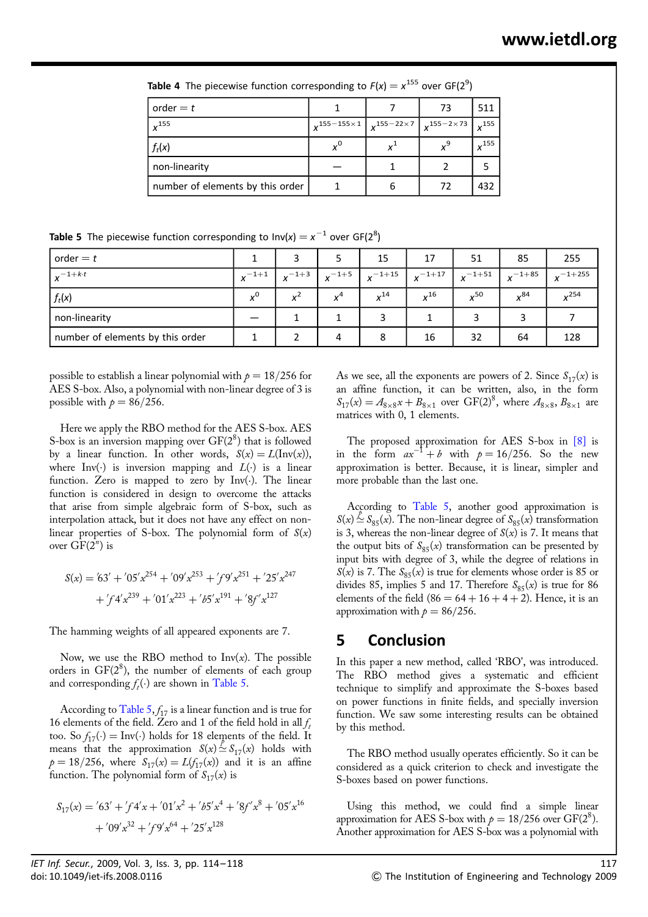**Table 4** The piecewise function corresponding to $F(x) = x^{155}$ over GF($2^9$)

| order = $t$ | 1 | 7 | 73 | 511 |
|---|---|---|---|---|
| $x^{155}$ | $x^{155-155\times 1}$ | $x^{155-22\times 7}$ | $x^{155-2\times 73}$ | $x^{155}$ |
| $f_t(x)$ | $x^0$ | $x^1$ | $x^9$ | $x^{155}$ |
| non-linearity | — | 1 | 2 | 5 |
| number of elements by this order | 1 | 6 | 72 | 432 |

**Table 5** The piecewise function corresponding to Inv($x$) = $x^{-1}$ over GF($2^8$)

| order = $t$ | 1 | 3 | 5 | 15 | 17 | 51 | 85 | 255 |
|---|---|---|---|---|---|---|---|---|
| $x^{-1+k\cdot t}$ | $x^{-1+1}$ | $x^{-1+3}$ | $x^{-1+5}$ | $x^{-1+15}$ | $x^{-1+17}$ | $x^{-1+51}$ | $x^{-1+85}$ | $x^{-1+255}$ |
| $f_t(x)$ | $x^0$ | $x^2$ | $x^4$ | $x^{14}$ | $x^{16}$ | $x^{50}$ | $x^{84}$ | $x^{254}$ |
| non-linearity | — | 1 | 1 | 3 | 1 | 3 | 3 | 7 |
| number of elements by this order | 1 | 2 | 4 | 8 | 16 | 32 | 64 | 128 |

possible to establish a linear polynomial with $p = 18/256$ for AES S-box. Also, a polynomial with non-linear degree of 3 is possible with $p = 86/256$.

Here we apply the RBO method for the AES S-box. AES S-box is an inversion mapping over GF($2^8$) that is followed by a linear function. In other words, $S(x) = L(\text{Inv}(x))$, where Inv($\cdot$) is a linear inversion mapping and $L(\cdot)$ is a linear function. Zero is mapped to zero by Inv($\cdot$). The linear function is considered in design to overcome the attacks that arise from simple algebraic form of S-box, such as interpolation attack, but it does not have any effect on non-linear properties of S-box. The polynomial form of $S(x)$ over GF($2^n$) is

$$S(x) = '63' + '05'x^{254} + '09'x^{253} + 'f9'x^{251} + '25'x^{247} + 'f4'x^{239} + '01'x^{223} + 'b5'x^{191} + '8f'x^{127}$$

The hamming weights of all appeared exponents are 7.

Now, we use the RBO method to Inv($x$). The possible orders in GF($2^8$), the number of elements of each group and corresponding $f_t(\cdot)$ are shown in Table 5.

According to Table 5, $f_{17}$ is a linear function and is true for 16 elements of the field. Zero and 1 of the field hold in all $f_t$ too. So $f_{17}(\cdot) = \text{Inv}(\cdot)$ holds for 18 elements of the field. It means that the approximation $S(x) \overset{p}{\simeq} S_{17}(x)$ holds with $p = 18/256$, where $S_{17}(x) = L(f_{17}(x))$ and it is an affine function. The polynomial form of $S_{17}(x)$ is

$$S_{17}(x) = '63' + 'f4'x + '01'x^2 + 'b5'x^4 + '8f'x^8 + '05'x^{16} + '09'x^{32} + 'f9'x^{64} + '25'x^{128}$$

As we see, all the exponents are powers of 2. Since $S_{17}(x)$ is an affine function, it can be written, also, in the form $S_{17}(x) = A_{8\times 8}x + B_{8\times 1}$ over GF$(2)^8$, where $A_{8\times 8}$, $B_{8\times 1}$ are matrices with 0, 1 elements.

The proposed approximation for AES S-box in [8] is in the form $ax^{-1} + b$ with $p = 16/256$. So the new approximation is better. Because, it is linear, simpler and more probable than the last one.

According to Table 5, another good approximation is $S(x) \overset{p}{\simeq} S_{85}(x)$. The non-linear degree of $S_{85}(x)$ transformation is 3, whereas the non-linear degree of $S(x)$ is 7. It means that the output bits of $S_{85}(x)$ transformation can be presented by input bits with degree of 3, while the degree of relations in $S(x)$ is 7. The $S_{85}(x)$ is true for elements whose order is 85 or divides 85, implies 5 and 17. Therefore $S_{85}(x)$ is true for 86 elements of the field ($86 = 64 + 16 + 4 + 2$). Hence, it is an approximation with $p = 86/256$.

## 5 Conclusion

In this paper a new method, called 'RBO', was introduced. The RBO method gives a systematic and efficient technique to simplify and approximate the S-boxes based on power functions in finite fields, and specially inversion function. We saw some interesting results can be obtained by this method.

The RBO method usually operates efficiently. So it can be considered as a quick criterion to check and investigate the S-boxes based on power functions.

Using this method, we could find a simple linear approximation for AES S-box with $p = 18/256$ over GF($2^8$). Another approximation for AES S-box was a polynomial with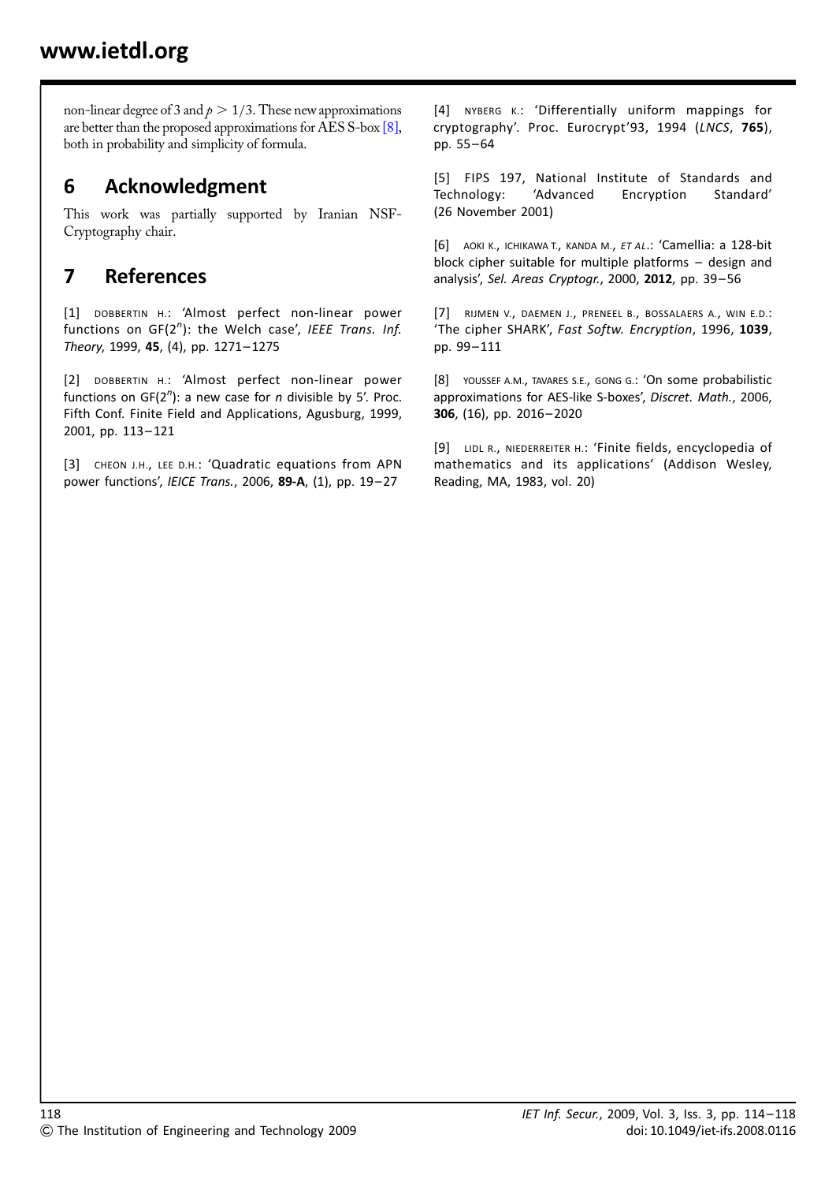non-linear degree of 3 and $p > 1/3$. These new approximations are better than the proposed approximations for AES S-box [8], both in probability and simplicity of formula.

## 6 Acknowledgment

This work was partially supported by Iranian NSF-Cryptography chair.

## 7 References

[1] DOBBERTIN H.: 'Almost perfect non-linear power functions on GF($2^n$): the Welch case', *IEEE Trans. Inf. Theory*, 1999, **45**, (4), pp. 1271–1275

[2] DOBBERTIN H.: 'Almost perfect non-linear power functions on GF($2^n$): a new case for *n* divisible by 5'. Proc. Fifth Conf. Finite Field and Applications, Agusburg, 1999, 2001, pp. 113–121

[3] CHEON J.H., LEE D.H.: 'Quadratic equations from APN power functions', *IEICE Trans.*, 2006, **89-A**, (1), pp. 19–27

[4] NYBERG K.: 'Differentially uniform mappings for cryptography'. Proc. Eurocrypt'93, 1994 (*LNCS*, **765**), pp. 55–64

[5] FIPS 197, National Institute of Standards and Technology: 'Advanced Encryption Standard' (26 November 2001)

[6] AOKI K., ICHIKAWA T., KANDA M., *ET AL.*: 'Camellia: a 128-bit block cipher suitable for multiple platforms – design and analysis', *Sel. Areas Cryptogr.*, 2000, **2012**, pp. 39–56

[7] RIJMEN V., DAEMEN J., PRENEEL B., BOSSALAERS A., WIN E.D.: 'The cipher SHARK', *Fast Softw. Encryption*, 1996, **1039**, pp. 99–111

[8] YOUSSEF A.M., TAVARES S.E., GONG G.: 'On some probabilistic approximations for AES-like S-boxes', *Discret. Math.*, 2006, **306**, (16), pp. 2016–2020

[9] LIDL R., NIEDERREITER H.: 'Finite fields, encyclopedia of mathematics and its applications' (Addison Wesley, Reading, MA, 1983, vol. 20)